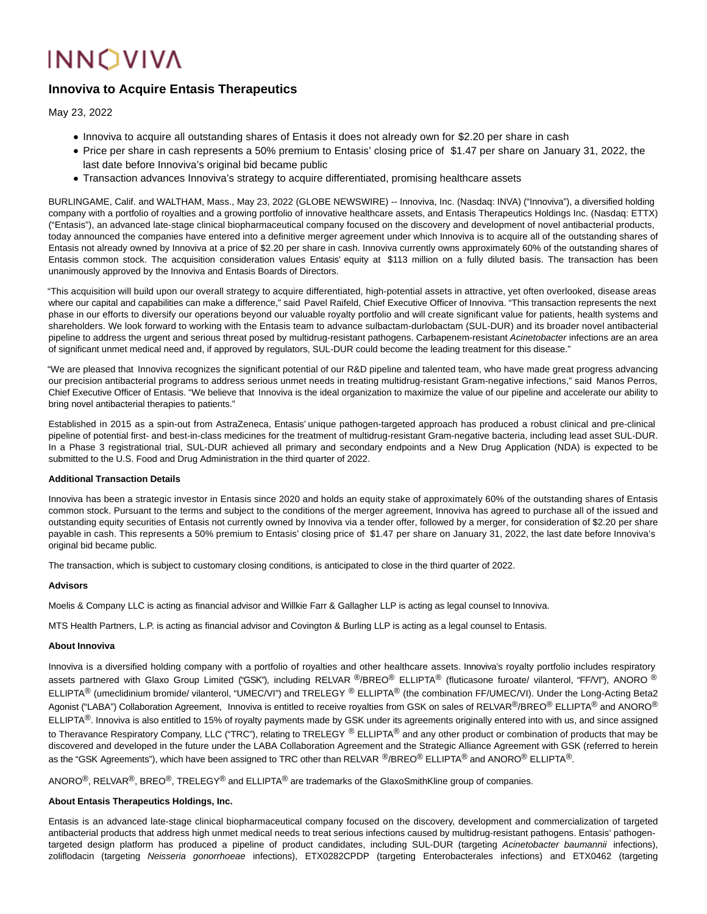INNOVIVA

# Innoviva to Acquire Entasis Therapeutics

May 23, 2022

- Innoviva to acquire all outstanding shares of Entasis it does not already own for $2.20 per share in cash
- Price per share in cash represents a 50% premium to Entasis' closing price of $1.47 per share on January 31, 2022, the last date before Innoviva's original bid became public
- Transaction advances Innoviva's strategy to acquire differentiated, promising healthcare assets

BURLINGAME, Calif. and WALTHAM, Mass., May 23, 2022 (GLOBE NEWSWIRE) -- Innoviva, Inc. (Nasdaq: INVA) ("Innoviva"), a diversified holding company with a portfolio of royalties and a growing portfolio of innovative healthcare assets, and Entasis Therapeutics Holdings Inc. (Nasdaq: ETTX) ("Entasis"), an advanced late-stage clinical biopharmaceutical company focused on the discovery and development of novel antibacterial products, today announced the companies have entered into a definitive merger agreement under which Innoviva is to acquire all of the outstanding shares of Entasis not already owned by Innoviva at a price of $2.20 per share in cash. Innoviva currently owns approximately 60% of the outstanding shares of Entasis common stock. The acquisition consideration values Entasis' equity at $113 million on a fully diluted basis. The transaction has been unanimously approved by the Innoviva and Entasis Boards of Directors.

"This acquisition will build upon our overall strategy to acquire differentiated, high-potential assets in attractive, yet often overlooked, disease areas where our capital and capabilities can make a difference," said Pavel Raifeld, Chief Executive Officer of Innoviva. "This transaction represents the next phase in our efforts to diversify our operations beyond our valuable royalty portfolio and will create significant value for patients, health systems and shareholders. We look forward to working with the Entasis team to advance sulbactam-durlobactam (SUL-DUR) and its broader novel antibacterial pipeline to address the urgent and serious threat posed by multidrug-resistant pathogens. Carbapenem-resistant *Acinetobacter* infections are an area of significant unmet medical need and, if approved by regulators, SUL-DUR could become the leading treatment for this disease."

"We are pleased that Innoviva recognizes the significant potential of our R&D pipeline and talented team, who have made great progress advancing our precision antibacterial programs to address serious unmet needs in treating multidrug-resistant Gram-negative infections," said Manos Perros, Chief Executive Officer of Entasis. "We believe that Innoviva is the ideal organization to maximize the value of our pipeline and accelerate our ability to bring novel antibacterial therapies to patients."

Established in 2015 as a spin-out from AstraZeneca, Entasis' unique pathogen-targeted approach has produced a robust clinical and pre-clinical pipeline of potential first- and best-in-class medicines for the treatment of multidrug-resistant Gram-negative bacteria, including lead asset SUL-DUR. In a Phase 3 registrational trial, SUL-DUR achieved all primary and secondary endpoints and a New Drug Application (NDA) is expected to be submitted to the U.S. Food and Drug Administration in the third quarter of 2022.

**Additional Transaction Details**

Innoviva has been a strategic investor in Entasis since 2020 and holds an equity stake of approximately 60% of the outstanding shares of Entasis common stock. Pursuant to the terms and subject to the conditions of the merger agreement, Innoviva has agreed to purchase all of the issued and outstanding equity securities of Entasis not currently owned by Innoviva via a tender offer, followed by a merger, for consideration of $2.20 per share payable in cash. This represents a 50% premium to Entasis' closing price of $1.47 per share on January 31, 2022, the last date before Innoviva's original bid became public.

The transaction, which is subject to customary closing conditions, is anticipated to close in the third quarter of 2022.

**Advisors**

Moelis & Company LLC is acting as financial advisor and Willkie Farr & Gallagher LLP is acting as legal counsel to Innoviva.

MTS Health Partners, L.P. is acting as financial advisor and Covington & Burling LLP is acting as a legal counsel to Entasis.

**About Innoviva**

Innoviva is a diversified holding company with a portfolio of royalties and other healthcare assets. Innoviva's royalty portfolio includes respiratory assets partnered with Glaxo Group Limited ("GSK"), including RELVAR ®/BREO® ELLIPTA® (fluticasone furoate/ vilanterol, "FF/VI"), ANORO ® ELLIPTA® (umeclidinium bromide/ vilanterol, "UMEC/VI") and TRELEGY ® ELLIPTA® (the combination FF/UMEC/VI). Under the Long-Acting Beta2 Agonist ("LABA") Collaboration Agreement, Innoviva is entitled to receive royalties from GSK on sales of RELVAR®/BREO® ELLIPTA® and ANORO® ELLIPTA®. Innoviva is also entitled to 15% of royalty payments made by GSK under its agreements originally entered into with us, and since assigned to Theravance Respiratory Company, LLC ("TRC"), relating to TRELEGY ® ELLIPTA® and any other product or combination of products that may be discovered and developed in the future under the LABA Collaboration Agreement and the Strategic Alliance Agreement with GSK (referred to herein as the "GSK Agreements"), which have been assigned to TRC other than RELVAR ®/BREO® ELLIPTA® and ANORO® ELLIPTA®.

ANORO®, RELVAR®, BREO®, TRELEGY® and ELLIPTA® are trademarks of the GlaxoSmithKline group of companies.

**About Entasis Therapeutics Holdings, Inc.**

Entasis is an advanced late-stage clinical biopharmaceutical company focused on the discovery, development and commercialization of targeted antibacterial products that address high unmet medical needs to treat serious infections caused by multidrug-resistant pathogens. Entasis' pathogen-targeted design platform has produced a pipeline of product candidates, including SUL-DUR (targeting *Acinetobacter baumannii* infections), zoliflodacin (targeting *Neisseria gonorrhoeae* infections), ETX0282CPDP (targeting Enterobacterales infections) and ETX0462 (targeting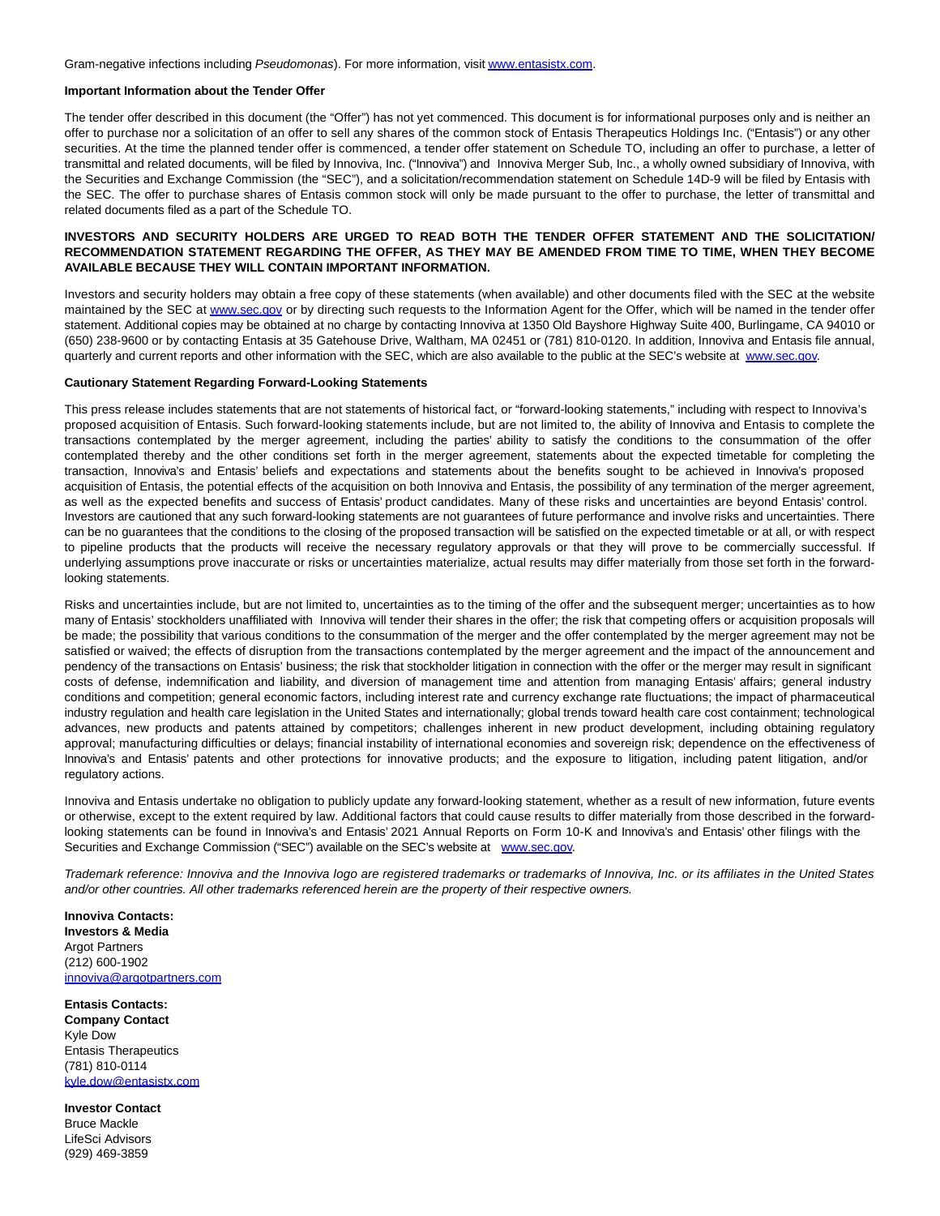Gram-negative infections including *Pseudomonas*). For more information, visit [www.entasistx.com](http://www.entasistx.com).

**Important Information about the Tender Offer**

The tender offer described in this document (the "Offer") has not yet commenced. This document is for informational purposes only and is neither an offer to purchase nor a solicitation of an offer to sell any shares of the common stock of Entasis Therapeutics Holdings Inc. ("Entasis") or any other securities. At the time the planned tender offer is commenced, a tender offer statement on Schedule TO, including an offer to purchase, a letter of transmittal and related documents, will be filed by Innoviva, Inc. ("Innoviva") and Innoviva Merger Sub, Inc., a wholly owned subsidiary of Innoviva, with the Securities and Exchange Commission (the "SEC"), and a solicitation/recommendation statement on Schedule 14D-9 will be filed by Entasis with the SEC. The offer to purchase shares of Entasis common stock will only be made pursuant to the offer to purchase, the letter of transmittal and related documents filed as a part of the Schedule TO.

**INVESTORS AND SECURITY HOLDERS ARE URGED TO READ BOTH THE TENDER OFFER STATEMENT AND THE SOLICITATION/ RECOMMENDATION STATEMENT REGARDING THE OFFER, AS THEY MAY BE AMENDED FROM TIME TO TIME, WHEN THEY BECOME AVAILABLE BECAUSE THEY WILL CONTAIN IMPORTANT INFORMATION.**

Investors and security holders may obtain a free copy of these statements (when available) and other documents filed with the SEC at the website maintained by the SEC at [www.sec.gov](http://www.sec.gov) or by directing such requests to the Information Agent for the Offer, which will be named in the tender offer statement. Additional copies may be obtained at no charge by contacting Innoviva at 1350 Old Bayshore Highway Suite 400, Burlingame, CA 94010 or (650) 238-9600 or by contacting Entasis at 35 Gatehouse Drive, Waltham, MA 02451 or (781) 810-0120. In addition, Innoviva and Entasis file annual, quarterly and current reports and other information with the SEC, which are also available to the public at the SEC's website at [www.sec.gov](http://www.sec.gov).

**Cautionary Statement Regarding Forward-Looking Statements**

This press release includes statements that are not statements of historical fact, or "forward-looking statements," including with respect to Innoviva's proposed acquisition of Entasis. Such forward-looking statements include, but are not limited to, the ability of Innoviva and Entasis to complete the transactions contemplated by the merger agreement, including the parties' ability to satisfy the conditions to the consummation of the offer contemplated thereby and the other conditions set forth in the merger agreement, statements about the expected timetable for completing the transaction, Innoviva's and Entasis' beliefs and expectations and statements about the benefits sought to be achieved in Innoviva's proposed acquisition of Entasis, the potential effects of the acquisition on both Innoviva and Entasis, the possibility of any termination of the merger agreement, as well as the expected benefits and success of Entasis' product candidates. Many of these risks and uncertainties are beyond Entasis' control. Investors are cautioned that any such forward-looking statements are not guarantees of future performance and involve risks and uncertainties. There can be no guarantees that the conditions to the closing of the proposed transaction will be satisfied on the expected timetable or at all, or with respect to pipeline products that the products will receive the necessary regulatory approvals or that they will prove to be commercially successful. If underlying assumptions prove inaccurate or risks or uncertainties materialize, actual results may differ materially from those set forth in the forward-looking statements.

Risks and uncertainties include, but are not limited to, uncertainties as to the timing of the offer and the subsequent merger; uncertainties as to how many of Entasis' stockholders unaffiliated with Innoviva will tender their shares in the offer; the risk that competing offers or acquisition proposals will be made; the possibility that various conditions to the consummation of the merger and the offer contemplated by the merger agreement may not be satisfied or waived; the effects of disruption from the transactions contemplated by the merger agreement and the impact of the announcement and pendency of the transactions on Entasis' business; the risk that stockholder litigation in connection with the offer or the merger may result in significant costs of defense, indemnification and liability, and diversion of management time and attention from managing Entasis' affairs; general industry conditions and competition; general economic factors, including interest rate and currency exchange rate fluctuations; the impact of pharmaceutical industry regulation and health care legislation in the United States and internationally; global trends toward health care cost containment; technological advances, new products and patents attained by competitors; challenges inherent in new product development, including obtaining regulatory approval; manufacturing difficulties or delays; financial instability of international economies and sovereign risk; dependence on the effectiveness of Innoviva's and Entasis' patents and other protections for innovative products; and the exposure to litigation, including patent litigation, and/or regulatory actions.

Innoviva and Entasis undertake no obligation to publicly update any forward-looking statement, whether as a result of new information, future events or otherwise, except to the extent required by law. Additional factors that could cause results to differ materially from those described in the forward-looking statements can be found in Innoviva's and Entasis' 2021 Annual Reports on Form 10-K and Innoviva's and Entasis' other filings with the Securities and Exchange Commission ("SEC") available on the SEC's website at [www.sec.gov](http://www.sec.gov).

*Trademark reference: Innoviva and the Innoviva logo are registered trademarks or trademarks of Innoviva, Inc. or its affiliates in the United States and/or other countries. All other trademarks referenced herein are the property of their respective owners.*

**Innoviva Contacts:**
**Investors & Media**
Argot Partners
(212) 600-1902
[innoviva@argotpartners.com](mailto:innoviva@argotpartners.com)

**Entasis Contacts:**
**Company Contact**
Kyle Dow
Entasis Therapeutics
(781) 810-0114
[kyle.dow@entasistx.com](mailto:kyle.dow@entasistx.com)

**Investor Contact**
Bruce Mackle
LifeSci Advisors
(929) 469-3859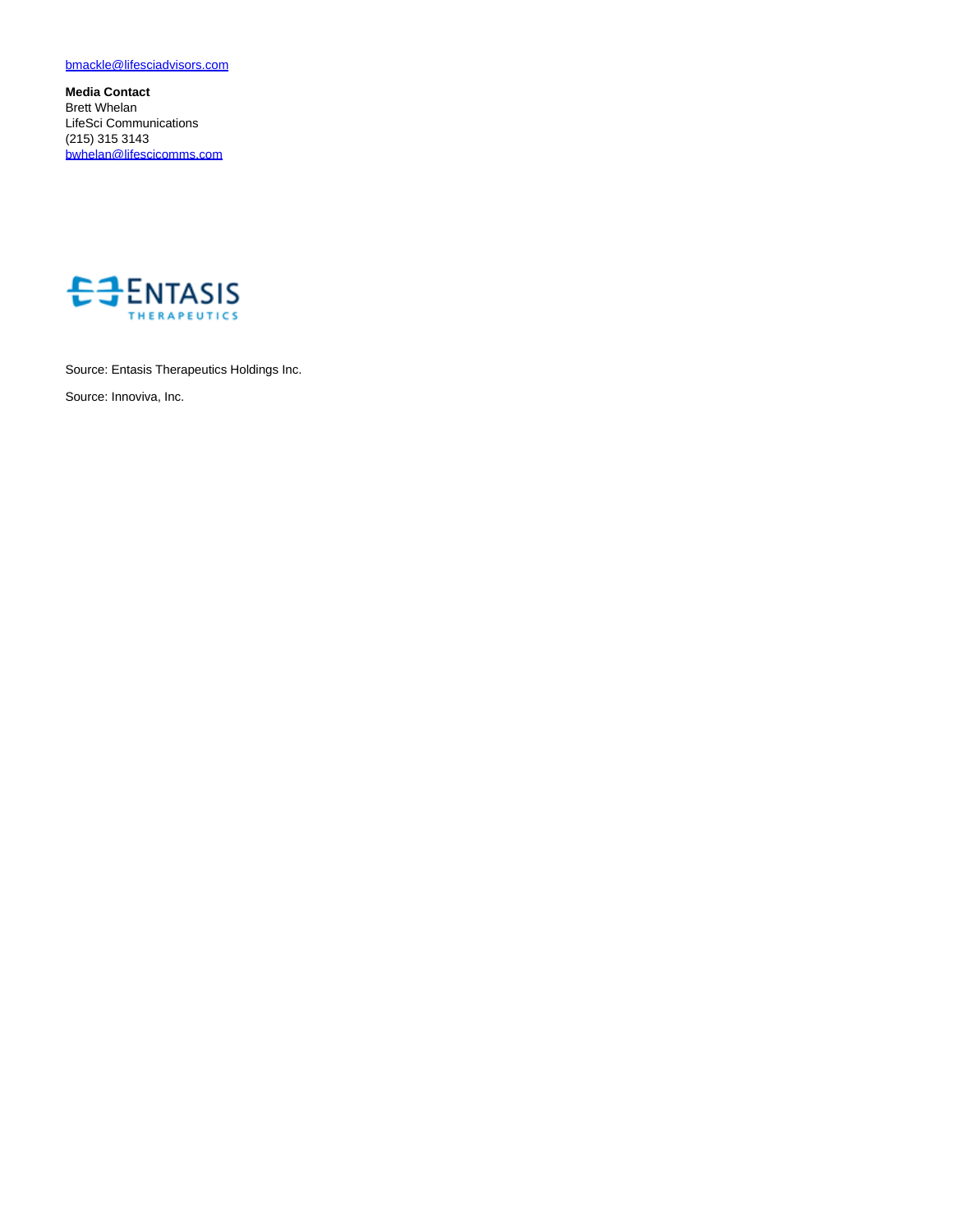bmackle@lifesciadvisors.com

**Media Contact**
Brett Whelan
LifeSci Communications
(215) 315 3143
bwhelan@lifescicomms.com

Source: Entasis Therapeutics Holdings Inc.

Source: Innoviva, Inc.